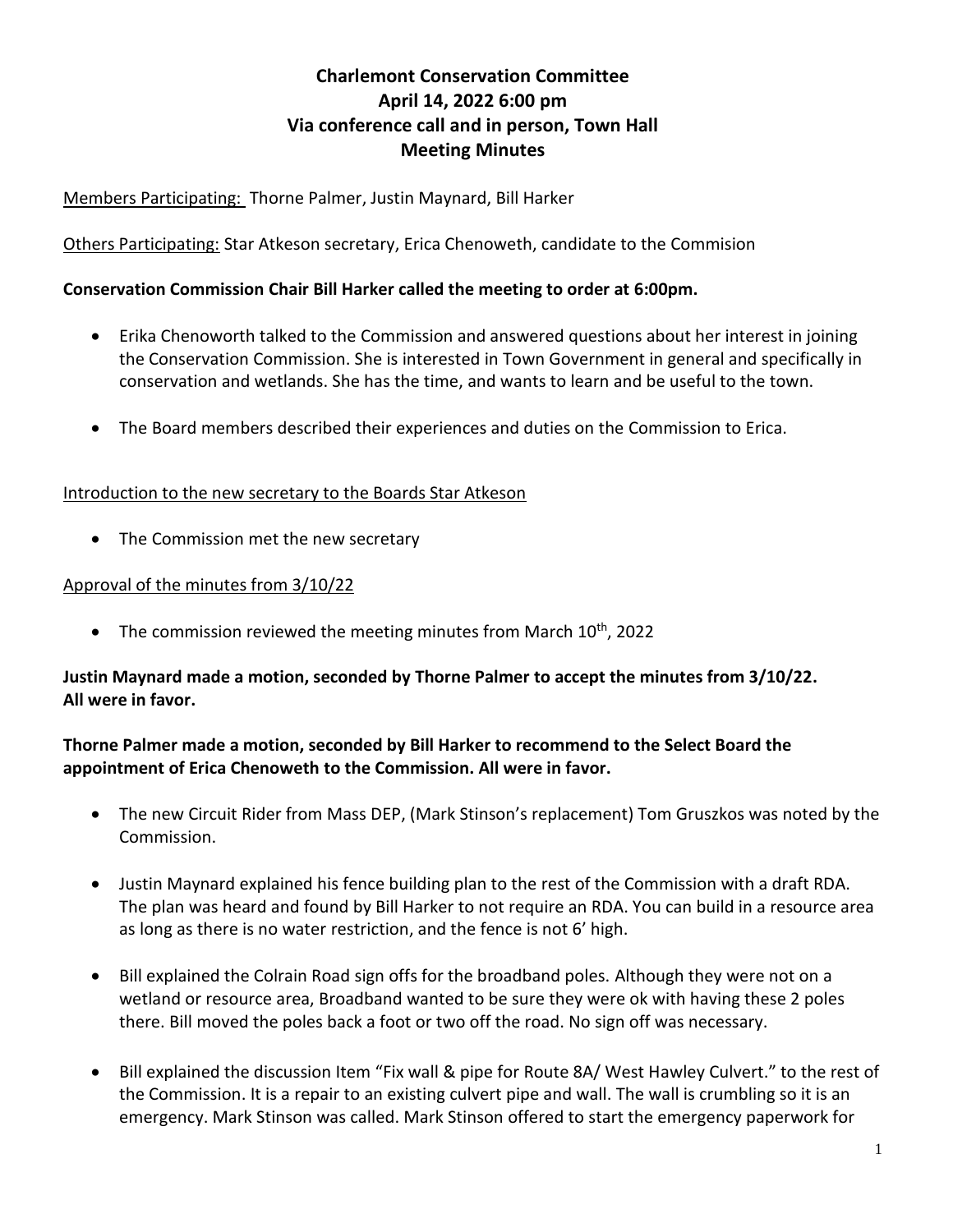# Charlemont Conservation Committee
## April 14, 2022 6:00 pm
## Via conference call and in person, Town Hall
## Meeting Minutes

Members Participating: Thorne Palmer, Justin Maynard, Bill Harker

Others Participating: Star Atkeson secretary, Erica Chenoweth, candidate to the Commision

**Conservation Commission Chair Bill Harker called the meeting to order at 6:00pm.**

- Erika Chenoworth talked to the Commission and answered questions about her interest in joining the Conservation Commission. She is interested in Town Government in general and specifically in conservation and wetlands. She has the time, and wants to learn and be useful to the town.
- The Board members described their experiences and duties on the Commission to Erica.

Introduction to the new secretary to the Boards Star Atkeson

- The Commission met the new secretary

Approval of the minutes from 3/10/22

- The commission reviewed the meeting minutes from March 10th, 2022

**Justin Maynard made a motion, seconded by Thorne Palmer to accept the minutes from 3/10/22. All were in favor.**

**Thorne Palmer made a motion, seconded by Bill Harker to recommend to the Select Board the appointment of Erica Chenoweth to the Commission. All were in favor.**

- The new Circuit Rider from Mass DEP, (Mark Stinson's replacement) Tom Gruszkos was noted by the Commission.
- Justin Maynard explained his fence building plan to the rest of the Commission with a draft RDA. The plan was heard and found by Bill Harker to not require an RDA. You can build in a resource area as long as there is no water restriction, and the fence is not 6' high.
- Bill explained the Colrain Road sign offs for the broadband poles. Although they were not on a wetland or resource area, Broadband wanted to be sure they were ok with having these 2 poles there. Bill moved the poles back a foot or two off the road. No sign off was necessary.
- Bill explained the discussion Item "Fix wall & pipe for Route 8A/ West Hawley Culvert." to the rest of the Commission. It is a repair to an existing culvert pipe and wall. The wall is crumbling so it is an emergency. Mark Stinson was called. Mark Stinson offered to start the emergency paperwork for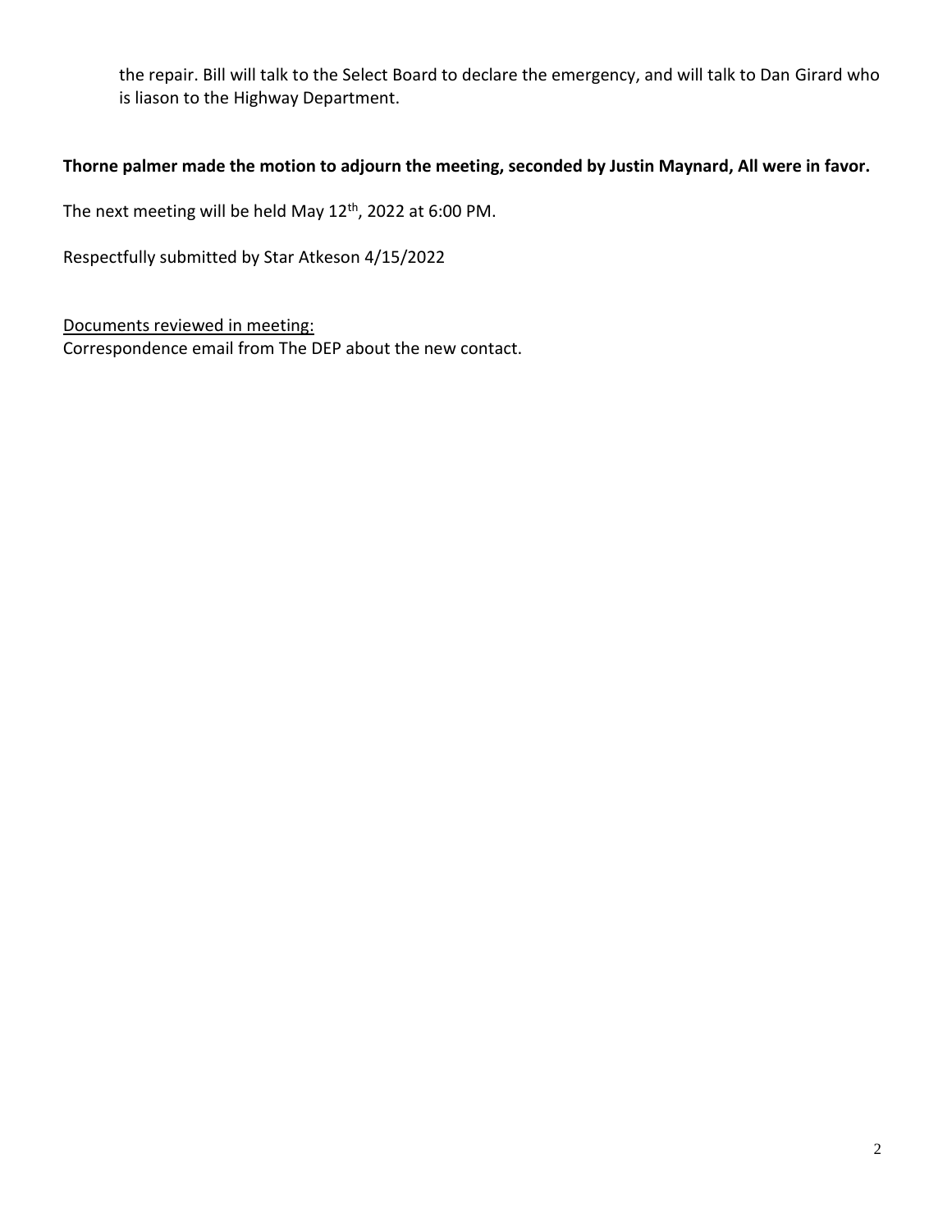the repair. Bill will talk to the Select Board to declare the emergency, and will talk to Dan Girard who is liason to the Highway Department.

**Thorne palmer made the motion to adjourn the meeting, seconded by Justin Maynard, All were in favor.**

The next meeting will be held May 12th, 2022 at 6:00 PM.

Respectfully submitted by Star Atkeson 4/15/2022

Documents reviewed in meeting:
Correspondence email from The DEP about the new contact.